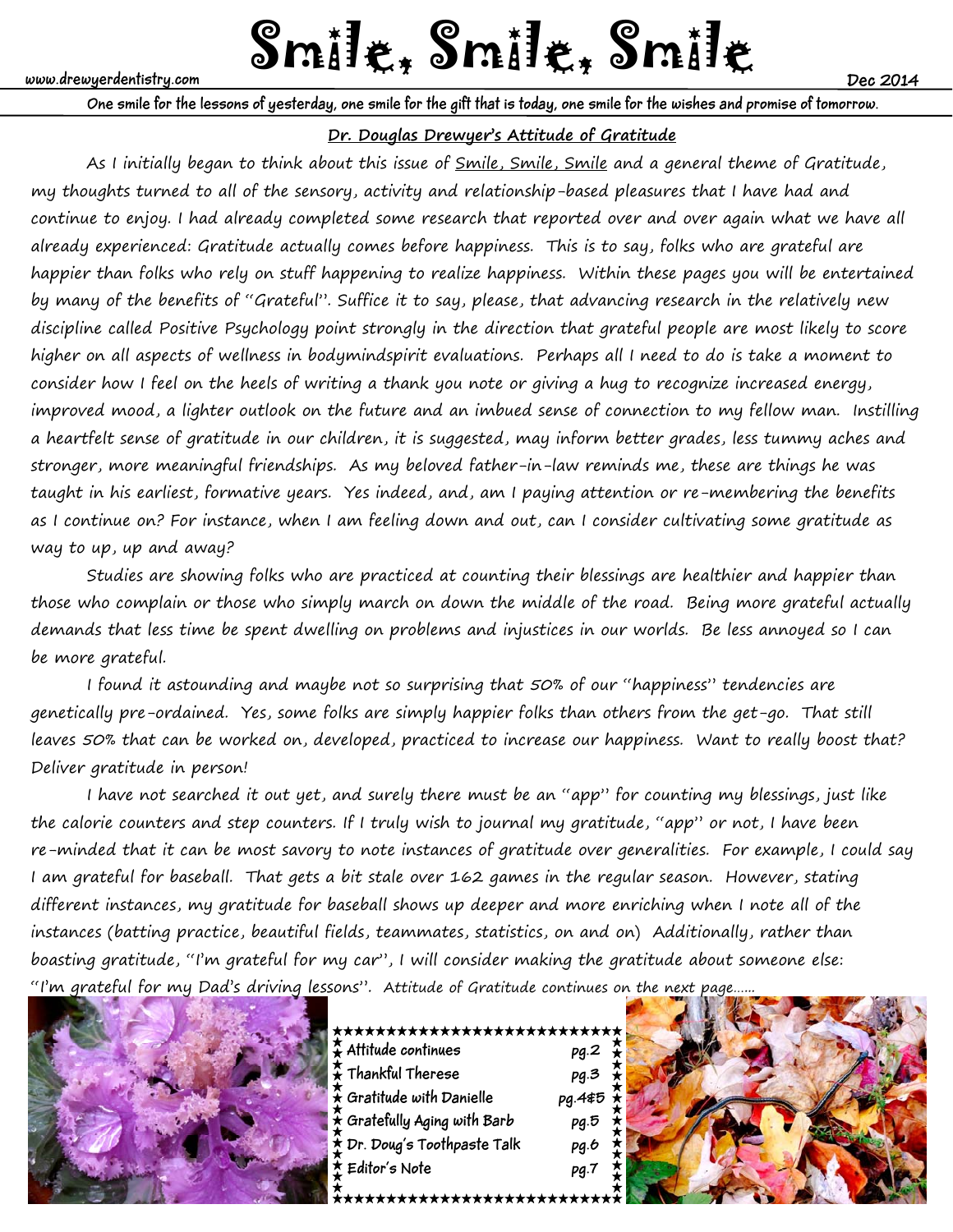www.drewyerdentistry.com

# Smile, Smile, Smile

Dec 2014

**One smile for the lessons of yesterday, one smile for the gift that is today, one smile for the wishes and promise of tomorrow.**

## Dr. Douglas Drewyer's Attitude of Gratitude

As I initially began to think about this issue of Smile, Smile, Smile and a general theme of Gratitude, my thoughts turned to all of the sensory, activity and relationship-based pleasures that I have had and continue to enjoy. I had already completed some research that reported over and over again what we have all already experienced: Gratitude actually comes before happiness. This is to say, folks who are grateful are happier than folks who rely on stuff happening to realize happiness. Within these pages you will be entertained by many of the benefits of "Grateful". Suffice it to say, please, that advancing research in the relatively new discipline called Positive Psychology point strongly in the direction that grateful people are most likely to score higher on all aspects of wellness in bodymindspirit evaluations. Perhaps all I need to do is take a moment to consider how I feel on the heels of writing a thank you note or giving a hug to recognize increased energy, improved mood, a lighter outlook on the future and an imbued sense of connection to my fellow man. Instilling a heartfelt sense of gratitude in our children, it is suggested, may inform better grades, less tummy aches and stronger, more meaningful friendships. As my beloved father-in-law reminds me, these are things he was taught in his earliest, formative years. Yes indeed, and, am I paying attention or re-membering the benefits as I continue on? For instance, when I am feeling down and out, can I consider cultivating some gratitude as way to up, up and away?

Studies are showing folks who are practiced at counting their blessings are healthier and happier than those who complain or those who simply march on down the middle of the road. Being more grateful actually demands that less time be spent dwelling on problems and injustices in our worlds. Be less annoyed so I can be more grateful.

I found it astounding and maybe not so surprising that 50% of our "happiness" tendencies are genetically pre-ordained. Yes, some folks are simply happier folks than others from the get-go. That still leaves 50% that can be worked on, developed, practiced to increase our happiness. Want to really boost that? Deliver gratitude in person!

I have not searched it out yet, and surely there must be an "app" for counting my blessings, just like the calorie counters and step counters. If I truly wish to journal my gratitude, "app" or not, I have been re-minded that it can be most savory to note instances of gratitude over generalities. For example, I could say I am grateful for baseball. That gets a bit stale over 162 games in the regular season. However, stating different instances, my gratitude for baseball shows up deeper and more enriching when I note all of the instances (batting practice, beautiful fields, teammates, statistics, on and on) Additionally, rather than boasting gratitude, "I'm grateful for my car", I will consider making the gratitude about someone else: "I'm grateful for my Dad's driving lessons". *Attitude of Gratitude continues on the next page……*

| | |
|---|---|
| Attitude continues | pg.2 |
| Thankful Therese | pg.3 |
| Gratitude with Danielle | pg.4&5 |
| Gratefully Aging with Barb | pg.5 |
| Dr. Doug's Toothpaste Talk | pg.6 |
| Editor's Note | pg.7 |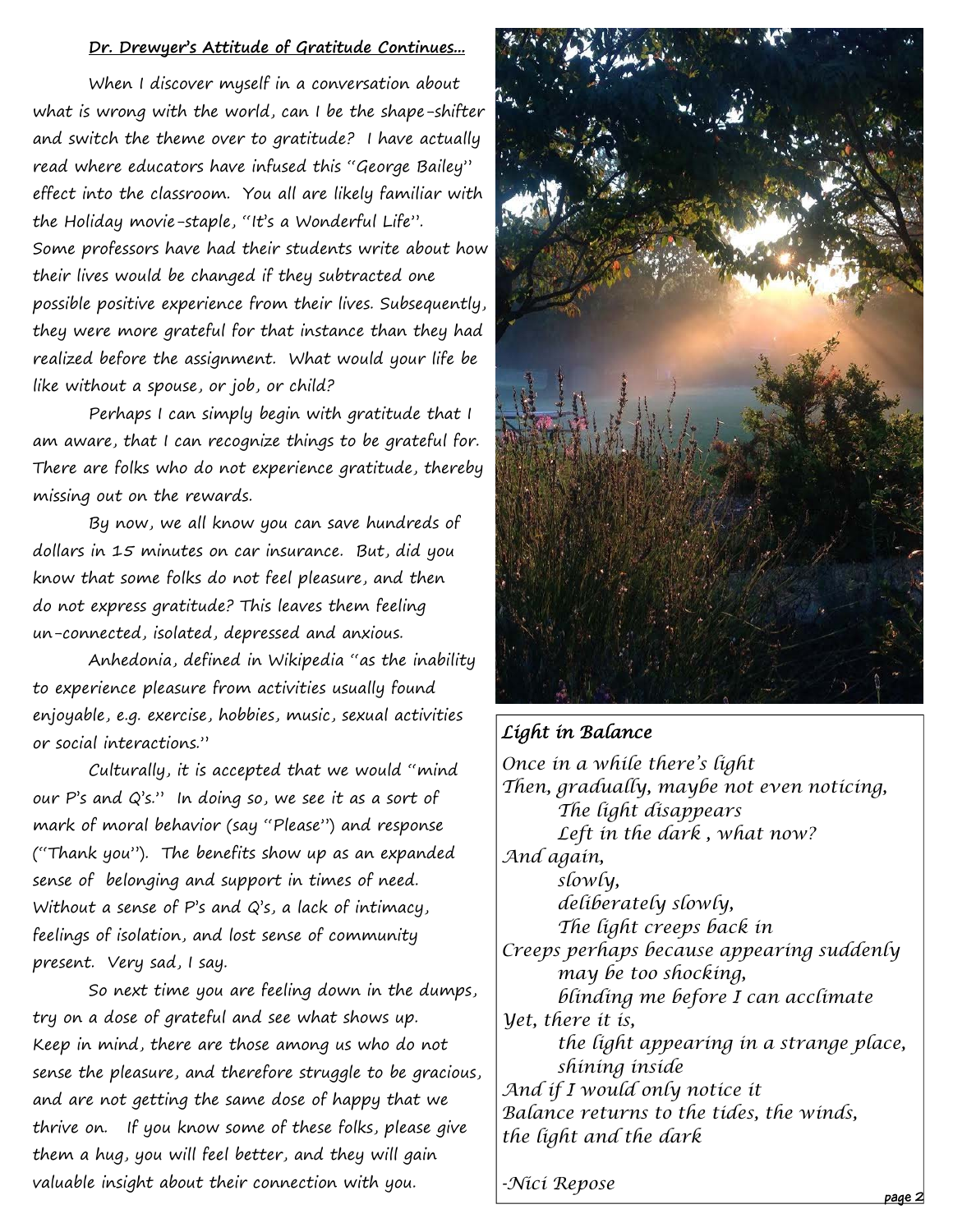**Dr. Drewyer's Attitude of Gratitude Continues…**

When I discover myself in a conversation about what is wrong with the world, can I be the shape-shifter and switch the theme over to gratitude? I have actually read where educators have infused this "George Bailey" effect into the classroom. You all are likely familiar with the Holiday movie-staple, "It's a Wonderful Life". Some professors have had their students write about how their lives would be changed if they subtracted one possible positive experience from their lives. Subsequently, they were more grateful for that instance than they had realized before the assignment. What would your life be like without a spouse, or job, or child?

Perhaps I can simply begin with gratitude that I am aware, that I can recognize things to be grateful for. There are folks who do not experience gratitude, thereby missing out on the rewards.

By now, we all know you can save hundreds of dollars in 15 minutes on car insurance. But, did you know that some folks do not feel pleasure, and then do not express gratitude? This leaves them feeling un-connected, isolated, depressed and anxious.

Anhedonia, defined in Wikipedia "as the inability to experience pleasure from activities usually found enjoyable, e.g. exercise, hobbies, music, sexual activities or social interactions."

Culturally, it is accepted that we would "mind our P's and Q's." In doing so, we see it as a sort of mark of moral behavior (say "Please") and response ("Thank you"). The benefits show up as an expanded sense of belonging and support in times of need. Without a sense of P's and Q's, a lack of intimacy, feelings of isolation, and lost sense of community present. Very sad, I say.

So next time you are feeling down in the dumps, try on a dose of grateful and see what shows up. Keep in mind, there are those among us who do not sense the pleasure, and therefore struggle to be gracious, and are not getting the same dose of happy that we thrive on. If you know some of these folks, please give them a hug, you will feel better, and they will gain valuable insight about their connection with you.

***Light in Balance***

*Once in a while there's light*
*Then, gradually, maybe not even noticing,*
*The light disappears*
*Left in the dark , what now?*
*And again,*
*slowly,*
*deliberately slowly,*
*The light creeps back in*
*Creeps perhaps because appearing suddenly*
*may be too shocking,*
*blinding me before I can acclimate*
*Yet, there it is,*
*the light appearing in a strange place,*
*shining inside*
*And if I would only notice it*
*Balance returns to the tides, the winds,*
*the light and the dark*

*-Nici Repose*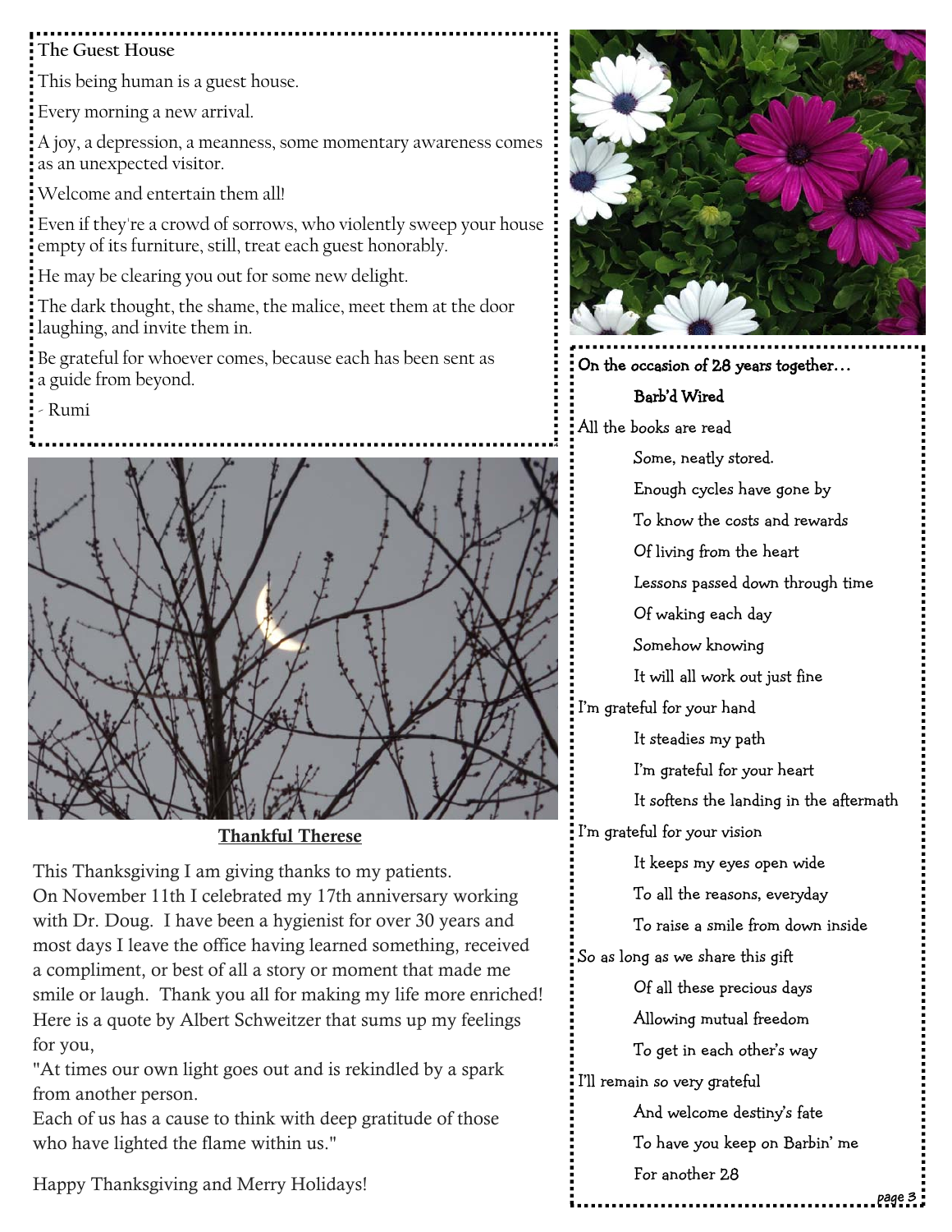### The Guest House

This being human is a guest house.

Every morning a new arrival.

A joy, a depression, a meanness, some momentary awareness comes as an unexpected visitor.

Welcome and entertain them all!

Even if they're a crowd of sorrows, who violently sweep your house empty of its furniture, still, treat each guest honorably.

He may be clearing you out for some new delight.

The dark thought, the shame, the malice, meet them at the door laughing, and invite them in.

Be grateful for whoever comes, because each has been sent as a guide from beyond.

- Rumi

### Thankful Therese

This Thanksgiving I am giving thanks to my patients.
On November 11th I celebrated my 17th anniversary working with Dr. Doug. I have been a hygienist for over 30 years and most days I leave the office having learned something, received a compliment, or best of all a story or moment that made me smile or laugh. Thank you all for making my life more enriched! Here is a quote by Albert Schweitzer that sums up my feelings for you,
"At times our own light goes out and is rekindled by a spark from another person.
Each of us has a cause to think with deep gratitude of those who have lighted the flame within us."

Happy Thanksgiving and Merry Holidays!

On the occasion of 28 years together…

### Barb'd Wired

All the books are read
Some, neatly stored.
Enough cycles have gone by
To know the costs and rewards
Of living from the heart
Lessons passed down through time
Of waking each day
Somehow knowing
It will all work out just fine

I'm grateful for your hand
It steadies my path
I'm grateful for your heart
It softens the landing in the aftermath

I'm grateful for your vision
It keeps my eyes open wide
To all the reasons, everyday
To raise a smile from down inside

So as long as we share this gift
Of all these precious days
Allowing mutual freedom
To get in each other's way

I'll remain so very grateful
And welcome destiny's fate
To have you keep on Barbin' me
For another 28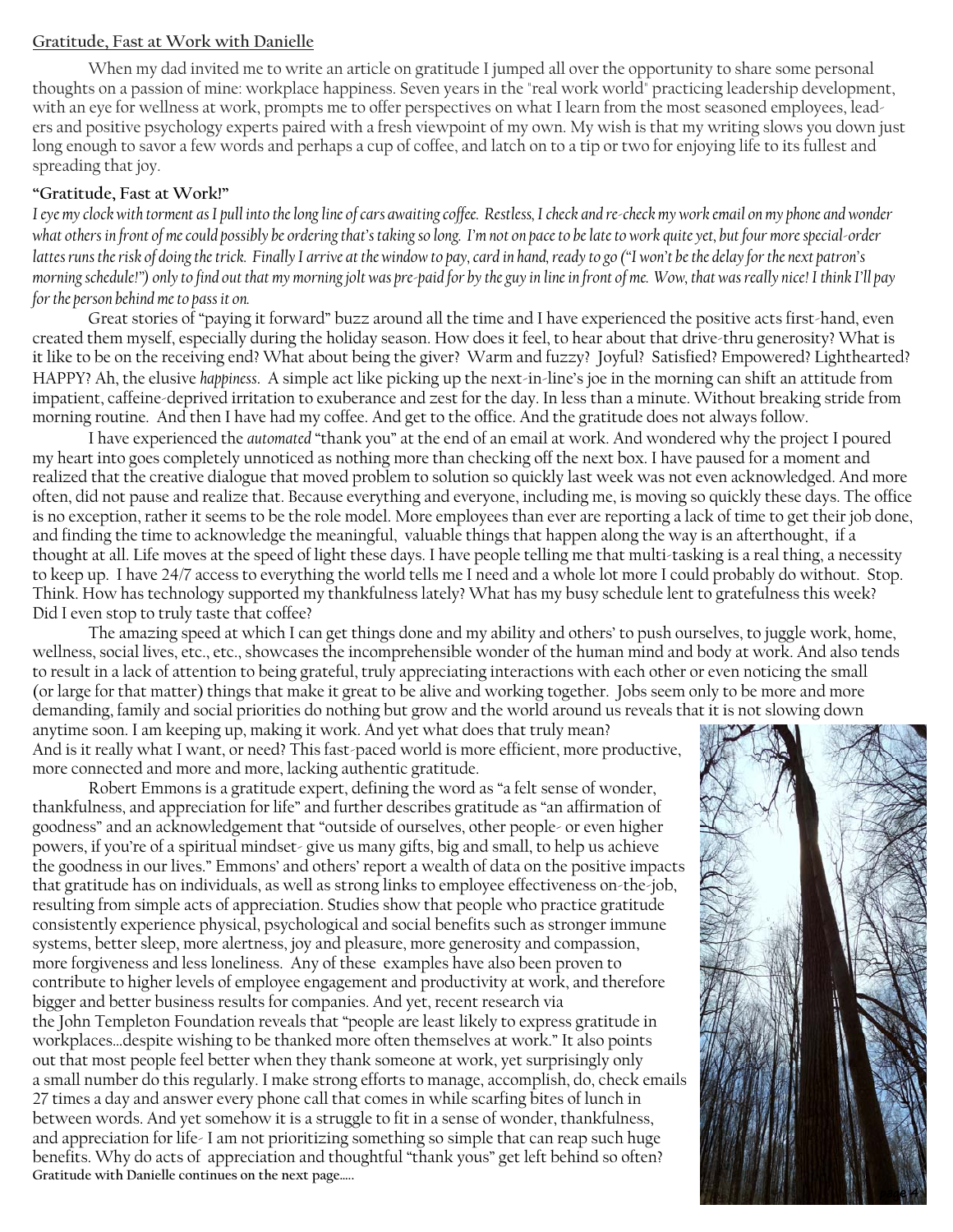## Gratitude, Fast at Work with Danielle

When my dad invited me to write an article on gratitude I jumped all over the opportunity to share some personal thoughts on a passion of mine: workplace happiness. Seven years in the "real work world" practicing leadership development, with an eye for wellness at work, prompts me to offer perspectives on what I learn from the most seasoned employees, leaders and positive psychology experts paired with a fresh viewpoint of my own. My wish is that my writing slows you down just long enough to savor a few words and perhaps a cup of coffee, and latch on to a tip or two for enjoying life to its fullest and spreading that joy.

### "Gratitude, Fast at Work!"

*I eye my clock with torment as I pull into the long line of cars awaiting coffee. Restless, I check and re-check my work email on my phone and wonder what others in front of me could possibly be ordering that's taking so long. I'm not on pace to be late to work quite yet, but four more special-order lattes runs the risk of doing the trick. Finally I arrive at the window to pay, card in hand, ready to go ("I won't be the delay for the next patron's morning schedule!") only to find out that my morning jolt was pre-paid for by the guy in line in front of me. Wow, that was really nice! I think I'll pay for the person behind me to pass it on.*

Great stories of "paying it forward" buzz around all the time and I have experienced the positive acts first-hand, even created them myself, especially during the holiday season. How does it feel, to hear about that drive-thru generosity? What is it like to be on the receiving end? What about being the giver? Warm and fuzzy? Joyful? Satisfied? Empowered? Lighthearted? HAPPY? Ah, the elusive *happiness*. A simple act like picking up the next-in-line's joe in the morning can shift an attitude from impatient, caffeine-deprived irritation to exuberance and zest for the day. In less than a minute. Without breaking stride from morning routine. And then I have had my coffee. And get to the office. And the gratitude does not always follow.

I have experienced the *automated* "thank you" at the end of an email at work. And wondered why the project I poured my heart into goes completely unnoticed as nothing more than checking off the next box. I have paused for a moment and realized that the creative dialogue that moved problem to solution so quickly last week was not even acknowledged. And more often, did not pause and realize that. Because everything and everyone, including me, is moving so quickly these days. The office is no exception, rather it seems to be the role model. More employees than ever are reporting a lack of time to get their job done, and finding the time to acknowledge the meaningful, valuable things that happen along the way is an afterthought, if a thought at all. Life moves at the speed of light these days. I have people telling me that multi-tasking is a real thing, a necessity to keep up. I have 24/7 access to everything the world tells me I need and a whole lot more I could probably do without. Stop. Think. How has technology supported my thankfulness lately? What has my busy schedule lent to gratefulness this week? Did I even stop to truly taste that coffee?

The amazing speed at which I can get things done and my ability and others' to push ourselves, to juggle work, home, wellness, social lives, etc., etc., showcases the incomprehensible wonder of the human mind and body at work. And also tends to result in a lack of attention to being grateful, truly appreciating interactions with each other or even noticing the small (or large for that matter) things that make it great to be alive and working together. Jobs seem only to be more and more demanding, family and social priorities do nothing but grow and the world around us reveals that it is not slowing down anytime soon. I am keeping up, making it work. And yet what does that truly mean? And is it really what I want, or need? This fast-paced world is more efficient, more productive, more connected and more and more, lacking authentic gratitude.

Robert Emmons is a gratitude expert, defining the word as "a felt sense of wonder, thankfulness, and appreciation for life" and further describes gratitude as "an affirmation of goodness" and an acknowledgement that "outside of ourselves, other people- or even higher powers, if you're of a spiritual mindset- give us many gifts, big and small, to help us achieve the goodness in our lives." Emmons' and others' report a wealth of data on the positive impacts that gratitude has on individuals, as well as strong links to employee effectiveness on-the-job, resulting from simple acts of appreciation. Studies show that people who practice gratitude consistently experience physical, psychological and social benefits such as stronger immune systems, better sleep, more alertness, joy and pleasure, more generosity and compassion, more forgiveness and less loneliness. Any of these examples have also been proven to contribute to higher levels of employee engagement and productivity at work, and therefore bigger and better business results for companies. And yet, recent research via the John Templeton Foundation reveals that "people are least likely to express gratitude in workplaces…despite wishing to be thanked more often themselves at work." It also points out that most people feel better when they thank someone at work, yet surprisingly only a small number do this regularly. I make strong efforts to manage, accomplish, do, check emails 27 times a day and answer every phone call that comes in while scarfing bites of lunch in between words. And yet somehow it is a struggle to fit in a sense of wonder, thankfulness, and appreciation for life- I am not prioritizing something so simple that can reap such huge benefits. Why do acts of appreciation and thoughtful "thank yous" get left behind so often?

**Gratitude with Danielle continues on the next page…..**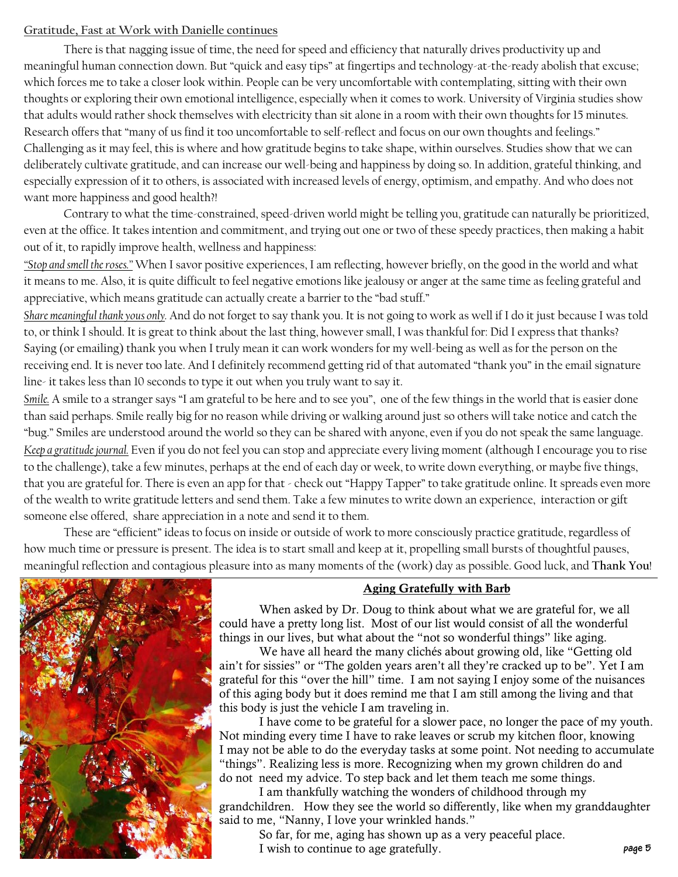## Gratitude, Fast at Work with Danielle continues

There is that nagging issue of time, the need for speed and efficiency that naturally drives productivity up and meaningful human connection down. But "quick and easy tips" at fingertips and technology-at-the-ready abolish that excuse; which forces me to take a closer look within. People can be very uncomfortable with contemplating, sitting with their own thoughts or exploring their own emotional intelligence, especially when it comes to work. University of Virginia studies show that adults would rather shock themselves with electricity than sit alone in a room with their own thoughts for 15 minutes. Research offers that "many of us find it too uncomfortable to self-reflect and focus on our own thoughts and feelings." Challenging as it may feel, this is where and how gratitude begins to take shape, within ourselves. Studies show that we can deliberately cultivate gratitude, and can increase our well-being and happiness by doing so. In addition, grateful thinking, and especially expression of it to others, is associated with increased levels of energy, optimism, and empathy. And who does not want more happiness and good health?!

Contrary to what the time-constrained, speed-driven world might be telling you, gratitude can naturally be prioritized, even at the office. It takes intention and commitment, and trying out one or two of these speedy practices, then making a habit out of it, to rapidly improve health, wellness and happiness:

*"Stop and smell the roses."* When I savor positive experiences, I am reflecting, however briefly, on the good in the world and what it means to me. Also, it is quite difficult to feel negative emotions like jealousy or anger at the same time as feeling grateful and appreciative, which means gratitude can actually create a barrier to the "bad stuff."

*Share meaningful thank yous only.* And do not forget to say thank you. It is not going to work as well if I do it just because I was told to, or think I should. It is great to think about the last thing, however small, I was thankful for: Did I express that thanks? Saying (or emailing) thank you when I truly mean it can work wonders for my well-being as well as for the person on the receiving end. It is never too late. And I definitely recommend getting rid of that automated "thank you" in the email signature line- it takes less than 10 seconds to type it out when you truly want to say it.

*Smile.* A smile to a stranger says "I am grateful to be here and to see you", one of the few things in the world that is easier done than said perhaps. Smile really big for no reason while driving or walking around just so others will take notice and catch the "bug." Smiles are understood around the world so they can be shared with anyone, even if you do not speak the same language.

*Keep a gratitude journal.* Even if you do not feel you can stop and appreciate every living moment (although I encourage you to rise to the challenge), take a few minutes, perhaps at the end of each day or week, to write down everything, or maybe five things, that you are grateful for. There is even an app for that - check out "Happy Tapper" to take gratitude online. It spreads even more of the wealth to write gratitude letters and send them. Take a few minutes to write down an experience, interaction or gift someone else offered, share appreciation in a note and send it to them.

These are "efficient" ideas to focus on inside or outside of work to more consciously practice gratitude, regardless of how much time or pressure is present. The idea is to start small and keep at it, propelling small bursts of thoughtful pauses, meaningful reflection and contagious pleasure into as many moments of the (work) day as possible. Good luck, and **Thank You**!

## Aging Gratefully with Barb

When asked by Dr. Doug to think about what we are grateful for, we all could have a pretty long list. Most of our list would consist of all the wonderful things in our lives, but what about the "not so wonderful things" like aging.

We have all heard the many clichés about growing old, like "Getting old ain't for sissies" or "The golden years aren't all they're cracked up to be". Yet I am grateful for this "over the hill" time. I am not saying I enjoy some of the nuisances of this aging body but it does remind me that I am still among the living and that this body is just the vehicle I am traveling in.

I have come to be grateful for a slower pace, no longer the pace of my youth. Not minding every time I have to rake leaves or scrub my kitchen floor, knowing I may not be able to do the everyday tasks at some point. Not needing to accumulate "things". Realizing less is more. Recognizing when my grown children do and do not need my advice. To step back and let them teach me some things.

I am thankfully watching the wonders of childhood through my grandchildren. How they see the world so differently, like when my granddaughter said to me, "Nanny, I love your wrinkled hands."

So far, for me, aging has shown up as a very peaceful place.

I wish to continue to age gratefully.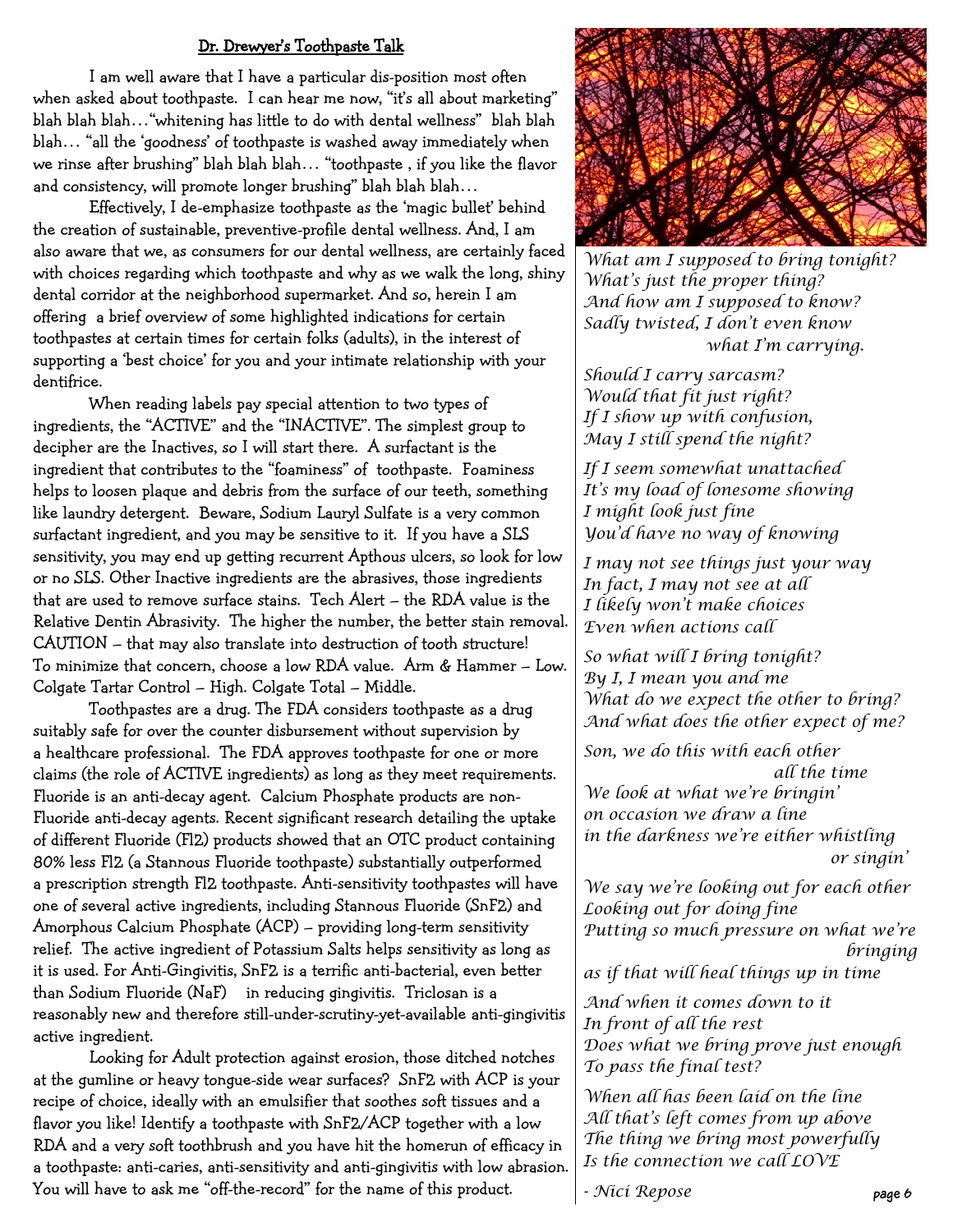## Dr. Drewyer's Toothpaste Talk

I am well aware that I have a particular dis-position most often when asked about toothpaste. I can hear me now, "it's all about marketing" blah blah blah…"whitening has little to do with dental wellness" blah blah blah… "all the 'goodness' of toothpaste is washed away immediately when we rinse after brushing" blah blah blah… "toothpaste , if you like the flavor and consistency, will promote longer brushing" blah blah blah…

Effectively, I de-emphasize toothpaste as the 'magic bullet' behind the creation of sustainable, preventive-profile dental wellness. And, I am also aware that we, as consumers for our dental wellness, are certainly faced with choices regarding which toothpaste and why as we walk the long, shiny dental corridor at the neighborhood supermarket. And so, herein I am offering a brief overview of some highlighted indications for certain toothpastes at certain times for certain folks (adults), in the interest of supporting a 'best choice' for you and your intimate relationship with your dentifrice.

When reading labels pay special attention to two types of ingredients, the "ACTIVE" and the "INACTIVE". The simplest group to decipher are the Inactives, so I will start there. A surfactant is the ingredient that contributes to the "foaminess" of toothpaste. Foaminess helps to loosen plaque and debris from the surface of our teeth, something like laundry detergent. Beware, Sodium Lauryl Sulfate is a very common surfactant ingredient, and you may be sensitive to it. If you have a SLS sensitivity, you may end up getting recurrent Apthous ulcers, so look for low or no SLS. Other Inactive ingredients are the abrasives, those ingredients that are used to remove surface stains. Tech Alert – the RDA value is the Relative Dentin Abrasivity. The higher the number, the better stain removal. CAUTION – that may also translate into destruction of tooth structure! To minimize that concern, choose a low RDA value. Arm & Hammer – Low. Colgate Tartar Control – High. Colgate Total – Middle.

Toothpastes are a drug. The FDA considers toothpaste as a drug suitably safe for over the counter disbursement without supervision by a healthcare professional. The FDA approves toothpaste for one or more claims (the role of ACTIVE ingredients) as long as they meet requirements. Fluoride is an anti-decay agent. Calcium Phosphate products are non-Fluoride anti-decay agents. Recent significant research detailing the uptake of different Fluoride (Fl2) products showed that an OTC product containing 80% less Fl2 (a Stannous Fluoride toothpaste) substantially outperformed a prescription strength Fl2 toothpaste. Anti-sensitivity toothpastes will have one of several active ingredients, including Stannous Fluoride (SnF2) and Amorphous Calcium Phosphate (ACP) – providing long-term sensitivity relief. The active ingredient of Potassium Salts helps sensitivity as long as it is used. For Anti-Gingivitis, SnF2 is a terrific anti-bacterial, even better than Sodium Fluoride (NaF) in reducing gingivitis. Triclosan is a reasonably new and therefore still-under-scrutiny-yet-available anti-gingivitis active ingredient.

Looking for Adult protection against erosion, those ditched notches at the gumline or heavy tongue-side wear surfaces? SnF2 with ACP is your recipe of choice, ideally with an emulsifier that soothes soft tissues and a flavor you like! Identify a toothpaste with SnF2/ACP together with a low RDA and a very soft toothbrush and you have hit the homerun of efficacy in a toothpaste: anti-caries, anti-sensitivity and anti-gingivitis with low abrasion. You will have to ask me "off-the-record" for the name of this product.

*What am I supposed to bring tonight?*
*What's just the proper thing?*
*And how am I supposed to know?*
*Sadly twisted, I don't even know*
*what I'm carrying.*

*Should I carry sarcasm?*
*Would that fit just right?*
*If I show up with confusion,*
*May I still spend the night?*

*If I seem somewhat unattached*
*It's my load of lonesome showing*
*I might look just fine*
*You'd have no way of knowing*

*I may not see things just your way*
*In fact, I may not see at all*
*I likely won't make choices*
*Even when actions call*

*So what will I bring tonight?*
*By I, I mean you and me*
*What do we expect the other to bring?*
*And what does the other expect of me?*

*Son, we do this with each other*
*all the time*
*We look at what we're bringin'*
*on occasion we draw a line*
*in the darkness we're either whistling*
*or singin'*

*We say we're looking out for each other*
*Looking out for doing fine*
*Putting so much pressure on what we're*
*bringing*
*as if that will heal things up in time*

*And when it comes down to it*
*In front of all the rest*
*Does what we bring prove just enough*
*To pass the final test?*

*When all has been laid on the line*
*All that's left comes from up above*
*The thing we bring most powerfully*
*Is the connection we call LOVE*

*- Nici Repose*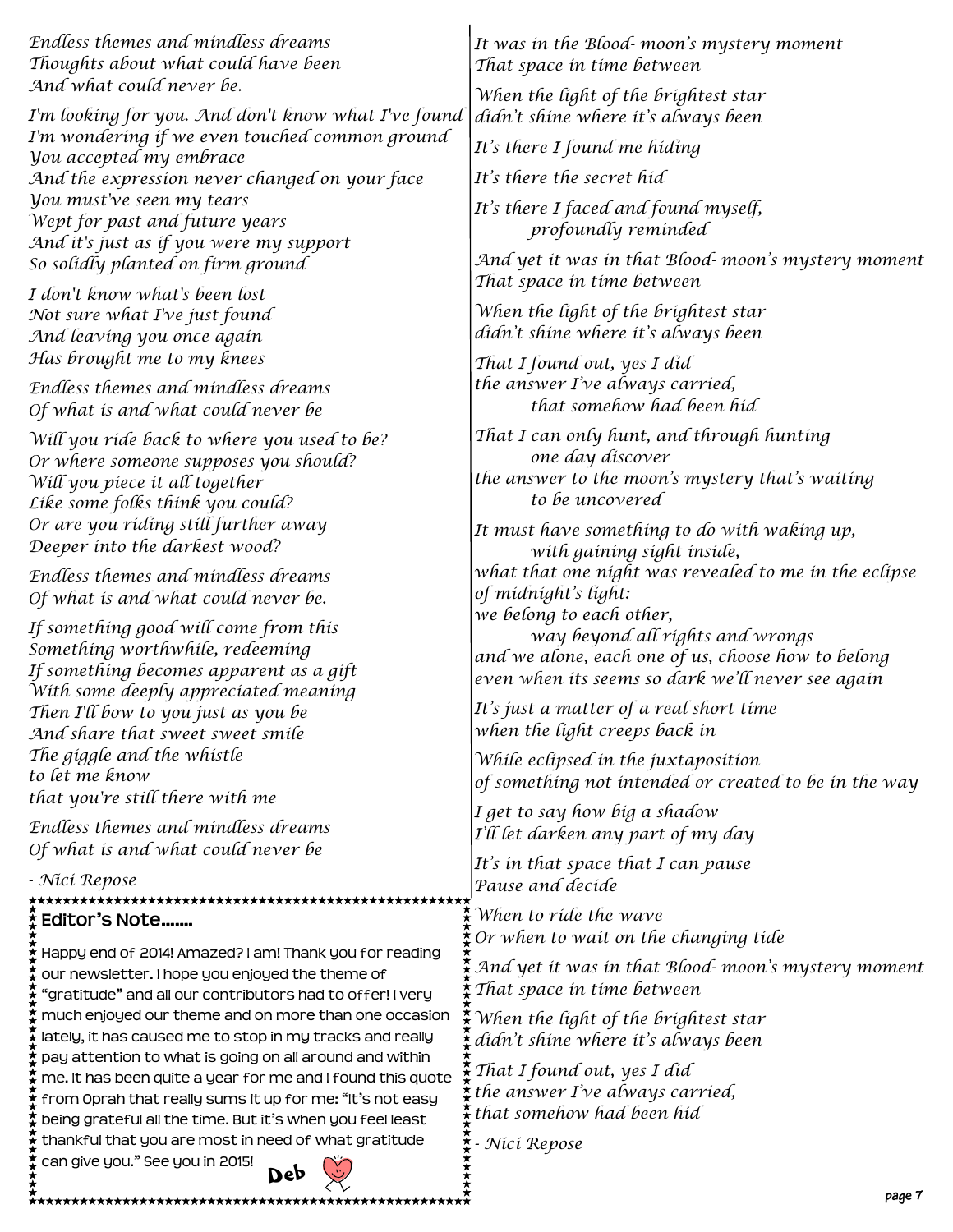*Endless themes and mindless dreams*
*Thoughts about what could have been*
*And what could never be.*

*I'm looking for you. And don't know what I've found*
*I'm wondering if we even touched common ground*
*You accepted my embrace*
*And the expression never changed on your face*
*You must've seen my tears*
*Wept for past and future years*
*And it's just as if you were my support*
*So solidly planted on firm ground*

*I don't know what's been lost*
*Not sure what I've just found*
*And leaving you once again*
*Has brought me to my knees*

*Endless themes and mindless dreams*
*Of what is and what could never be*

*Will you ride back to where you used to be?*
*Or where someone supposes you should?*
*Will you piece it all together*
*Like some folks think you could?*
*Or are you riding still further away*
*Deeper into the darkest wood?*

*Endless themes and mindless dreams*
*Of what is and what could never be.*

*If something good will come from this*
*Something worthwhile, redeeming*
*If something becomes apparent as a gift*
*With some deeply appreciated meaning*
*Then I'll bow to you just as you be*
*And share that sweet sweet smile*
*The giggle and the whistle*
*to let me know*
*that you're still there with me*

*Endless themes and mindless dreams*
*Of what is and what could never be*

*- Nici Repose*

**Editor's Note.......**

Happy end of 2014! Amazed? I am! Thank you for reading our newsletter. I hope you enjoyed the theme of "gratitude" and all our contributors had to offer! I very much enjoyed our theme and on more than one occasion lately, it has caused me to stop in my tracks and really pay attention to what is going on all around and within me. It has been quite a year for me and I found this quote from Oprah that really sums it up for me: "It's not easy being grateful all the time. But it's when you feel least thankful that you are most in need of what gratitude can give you." See you in 2015!

**Deb**

*It was in the Blood- moon's mystery moment*
*That space in time between*

*When the light of the brightest star*
*didn't shine where it's always been*

*It's there I found me hiding*

*It's there the secret hid*

*It's there I faced and found myself,*
*profoundly reminded*

*And yet it was in that Blood- moon's mystery moment*
*That space in time between*

*When the light of the brightest star*
*didn't shine where it's always been*

*That I found out, yes I did*
*the answer I've always carried,*
*that somehow had been hid*

*That I can only hunt, and through hunting*
*one day discover*
*the answer to the moon's mystery that's waiting*
*to be uncovered*

*It must have something to do with waking up,*
*with gaining sight inside,*
*what that one night was revealed to me in the eclipse*
*of midnight's light:*
*we belong to each other,*
*way beyond all rights and wrongs*
*and we alone, each one of us, choose how to belong*
*even when its seems so dark we'll never see again*

*It's just a matter of a real short time*
*when the light creeps back in*

*While eclipsed in the juxtaposition*
*of something not intended or created to be in the way*

*I get to say how big a shadow*
*I'll let darken any part of my day*

*It's in that space that I can pause*
*Pause and decide*

*When to ride the wave*
*Or when to wait on the changing tide*

*And yet it was in that Blood- moon's mystery moment*
*That space in time between*

*When the light of the brightest star*
*didn't shine where it's always been*

*That I found out, yes I did*
*the answer I've always carried,*
*that somehow had been hid*

*- Nici Repose*